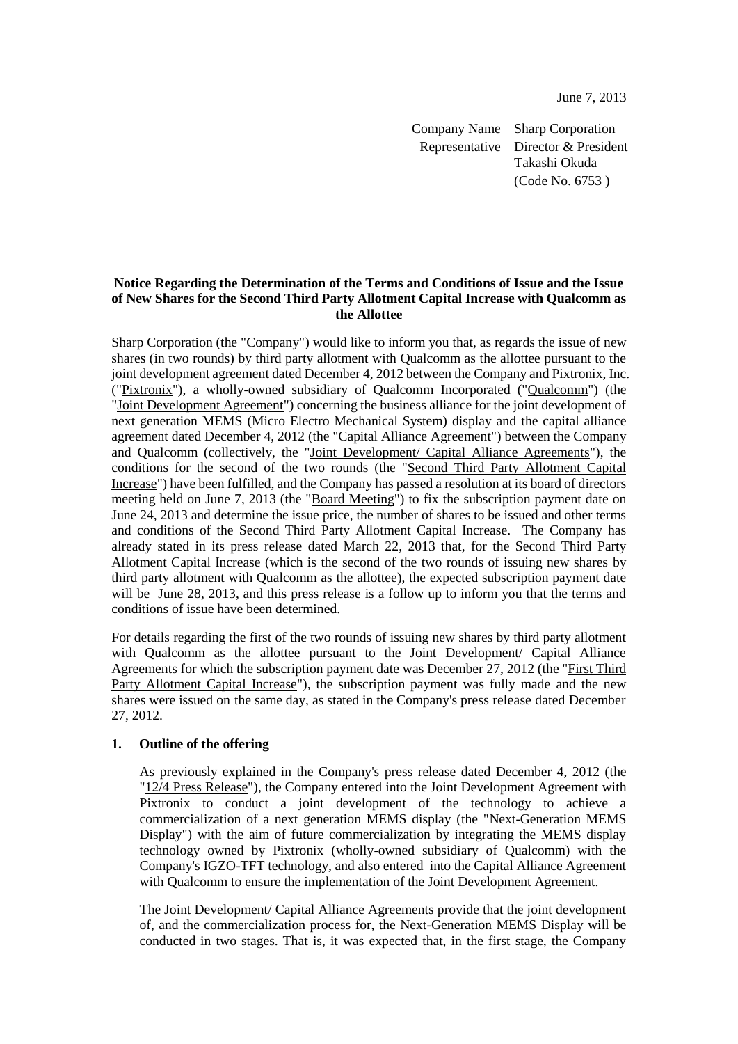June 7, 2013

Company Name Sharp Corporation
Representative Director & President
Takashi Okuda
(Code No. 6753 )

**Notice Regarding the Determination of the Terms and Conditions of Issue and the Issue of New Shares for the Second Third Party Allotment Capital Increase with Qualcomm as the Allottee**

Sharp Corporation (the "Company") would like to inform you that, as regards the issue of new shares (in two rounds) by third party allotment with Qualcomm as the allottee pursuant to the joint development agreement dated December 4, 2012 between the Company and Pixtronix, Inc. ("Pixtronix"), a wholly-owned subsidiary of Qualcomm Incorporated ("Qualcomm") (the "Joint Development Agreement") concerning the business alliance for the joint development of next generation MEMS (Micro Electro Mechanical System) display and the capital alliance agreement dated December 4, 2012 (the "Capital Alliance Agreement") between the Company and Qualcomm (collectively, the "Joint Development/ Capital Alliance Agreements"), the conditions for the second of the two rounds (the "Second Third Party Allotment Capital Increase") have been fulfilled, and the Company has passed a resolution at its board of directors meeting held on June 7, 2013 (the "Board Meeting") to fix the subscription payment date on June 24, 2013 and determine the issue price, the number of shares to be issued and other terms and conditions of the Second Third Party Allotment Capital Increase. The Company has already stated in its press release dated March 22, 2013 that, for the Second Third Party Allotment Capital Increase (which is the second of the two rounds of issuing new shares by third party allotment with Qualcomm as the allottee), the expected subscription payment date will be June 28, 2013, and this press release is a follow up to inform you that the terms and conditions of issue have been determined.

For details regarding the first of the two rounds of issuing new shares by third party allotment with Qualcomm as the allottee pursuant to the Joint Development/ Capital Alliance Agreements for which the subscription payment date was December 27, 2012 (the "First Third Party Allotment Capital Increase"), the subscription payment was fully made and the new shares were issued on the same day, as stated in the Company's press release dated December 27, 2012.

## 1. Outline of the offering

As previously explained in the Company's press release dated December 4, 2012 (the "12/4 Press Release"), the Company entered into the Joint Development Agreement with Pixtronix to conduct a joint development of the technology to achieve a commercialization of a next generation MEMS display (the "Next-Generation MEMS Display") with the aim of future commercialization by integrating the MEMS display technology owned by Pixtronix (wholly-owned subsidiary of Qualcomm) with the Company's IGZO-TFT technology, and also entered into the Capital Alliance Agreement with Qualcomm to ensure the implementation of the Joint Development Agreement.

The Joint Development/ Capital Alliance Agreements provide that the joint development of, and the commercialization process for, the Next-Generation MEMS Display will be conducted in two stages. That is, it was expected that, in the first stage, the Company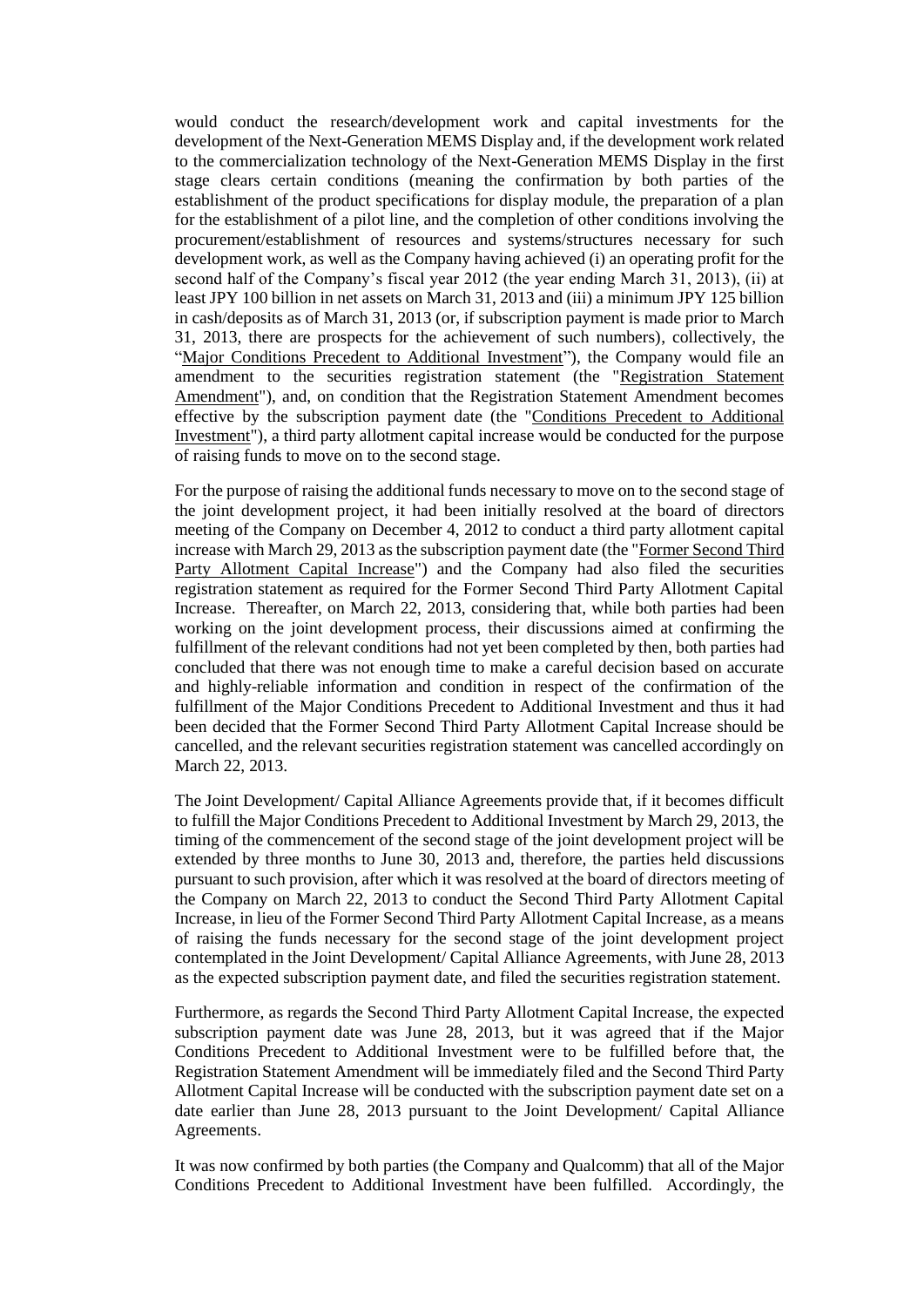would conduct the research/development work and capital investments for the development of the Next-Generation MEMS Display and, if the development work related to the commercialization technology of the Next-Generation MEMS Display in the first stage clears certain conditions (meaning the confirmation by both parties of the establishment of the product specifications for display module, the preparation of a plan for the establishment of a pilot line, and the completion of other conditions involving the procurement/establishment of resources and systems/structures necessary for such development work, as well as the Company having achieved (i) an operating profit for the second half of the Company's fiscal year 2012 (the year ending March 31, 2013), (ii) at least JPY 100 billion in net assets on March 31, 2013 and (iii) a minimum JPY 125 billion in cash/deposits as of March 31, 2013 (or, if subscription payment is made prior to March 31, 2013, there are prospects for the achievement of such numbers), collectively, the "Major Conditions Precedent to Additional Investment"), the Company would file an amendment to the securities registration statement (the "Registration Statement Amendment"), and, on condition that the Registration Statement Amendment becomes effective by the subscription payment date (the "Conditions Precedent to Additional Investment"), a third party allotment capital increase would be conducted for the purpose of raising funds to move on to the second stage.

For the purpose of raising the additional funds necessary to move on to the second stage of the joint development project, it had been initially resolved at the board of directors meeting of the Company on December 4, 2012 to conduct a third party allotment capital increase with March 29, 2013 as the subscription payment date (the "Former Second Third Party Allotment Capital Increase") and the Company had also filed the securities registration statement as required for the Former Second Third Party Allotment Capital Increase. Thereafter, on March 22, 2013, considering that, while both parties had been working on the joint development process, their discussions aimed at confirming the fulfillment of the relevant conditions had not yet been completed by then, both parties had concluded that there was not enough time to make a careful decision based on accurate and highly-reliable information and condition in respect of the confirmation of the fulfillment of the Major Conditions Precedent to Additional Investment and thus it had been decided that the Former Second Third Party Allotment Capital Increase should be cancelled, and the relevant securities registration statement was cancelled accordingly on March 22, 2013.

The Joint Development/ Capital Alliance Agreements provide that, if it becomes difficult to fulfill the Major Conditions Precedent to Additional Investment by March 29, 2013, the timing of the commencement of the second stage of the joint development project will be extended by three months to June 30, 2013 and, therefore, the parties held discussions pursuant to such provision, after which it was resolved at the board of directors meeting of the Company on March 22, 2013 to conduct the Second Third Party Allotment Capital Increase, in lieu of the Former Second Third Party Allotment Capital Increase, as a means of raising the funds necessary for the second stage of the joint development project contemplated in the Joint Development/ Capital Alliance Agreements, with June 28, 2013 as the expected subscription payment date, and filed the securities registration statement.

Furthermore, as regards the Second Third Party Allotment Capital Increase, the expected subscription payment date was June 28, 2013, but it was agreed that if the Major Conditions Precedent to Additional Investment were to be fulfilled before that, the Registration Statement Amendment will be immediately filed and the Second Third Party Allotment Capital Increase will be conducted with the subscription payment date set on a date earlier than June 28, 2013 pursuant to the Joint Development/ Capital Alliance Agreements.

It was now confirmed by both parties (the Company and Qualcomm) that all of the Major Conditions Precedent to Additional Investment have been fulfilled. Accordingly, the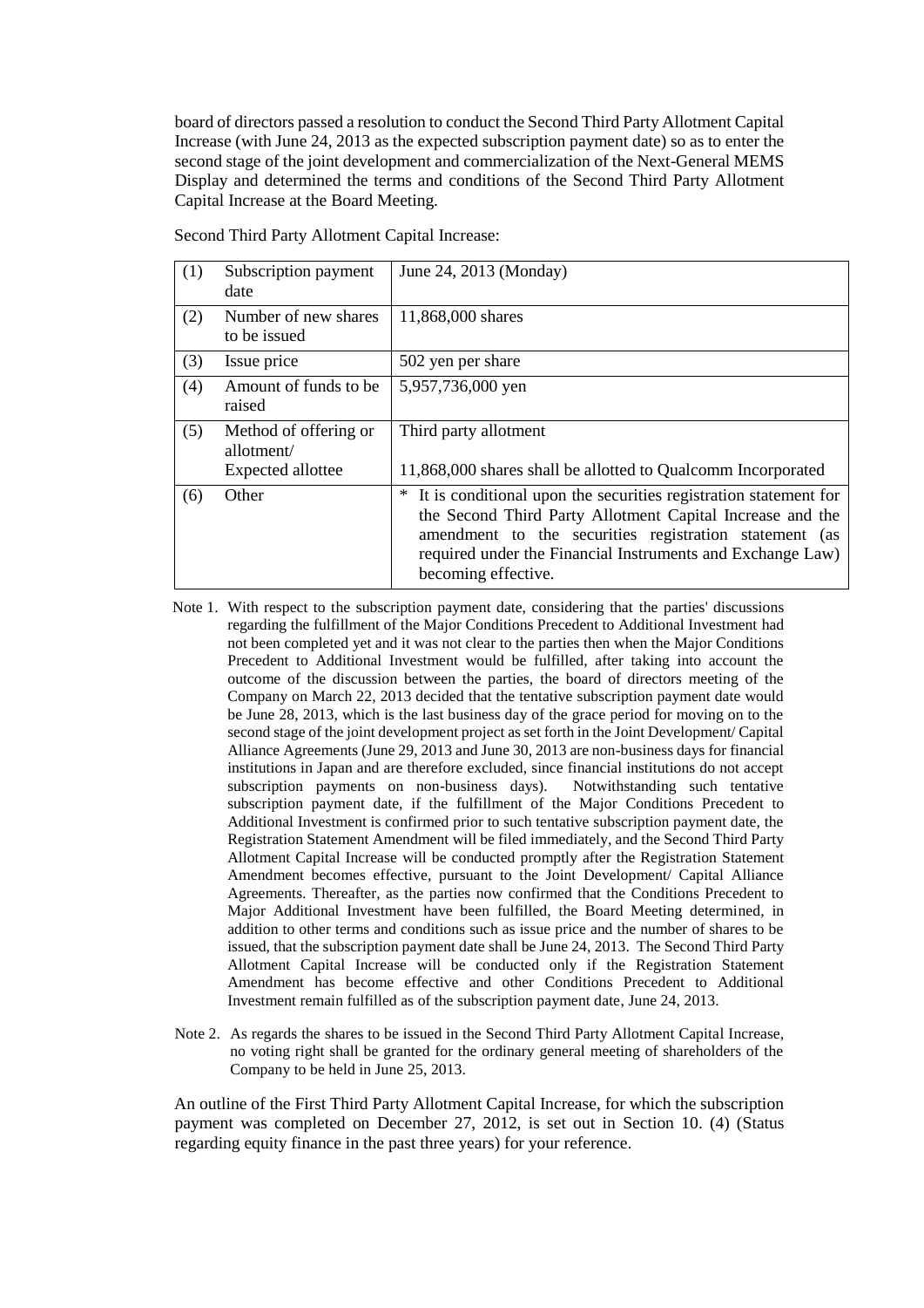board of directors passed a resolution to conduct the Second Third Party Allotment Capital Increase (with June 24, 2013 as the expected subscription payment date) so as to enter the second stage of the joint development and commercialization of the Next-General MEMS Display and determined the terms and conditions of the Second Third Party Allotment Capital Increase at the Board Meeting.

Second Third Party Allotment Capital Increase:

| (1) | Subscription payment date | June 24, 2013 (Monday) |
|---|---|---|
| (2) | Number of new shares to be issued | 11,868,000 shares |
| (3) | Issue price | 502 yen per share |
| (4) | Amount of funds to be raised | 5,957,736,000 yen |
| (5) | Method of offering or allotment/ Expected allottee | Third party allotment<br><br>11,868,000 shares shall be allotted to Qualcomm Incorporated |
| (6) | Other | * It is conditional upon the securities registration statement for the Second Third Party Allotment Capital Increase and the amendment to the securities registration statement (as required under the Financial Instruments and Exchange Law) becoming effective. |

Note 1. With respect to the subscription payment date, considering that the parties' discussions regarding the fulfillment of the Major Conditions Precedent to Additional Investment had not been completed yet and it was not clear to the parties then when the Major Conditions Precedent to Additional Investment would be fulfilled, after taking into account the outcome of the discussion between the parties, the board of directors meeting of the Company on March 22, 2013 decided that the tentative subscription payment date would be June 28, 2013, which is the last business day of the grace period for moving on to the second stage of the joint development project as set forth in the Joint Development/ Capital Alliance Agreements (June 29, 2013 and June 30, 2013 are non-business days for financial institutions in Japan and are therefore excluded, since financial institutions do not accept subscription payments on non-business days). Notwithstanding such tentative subscription payment date, if the fulfillment of the Major Conditions Precedent to Additional Investment is confirmed prior to such tentative subscription payment date, the Registration Statement Amendment will be filed immediately, and the Second Third Party Allotment Capital Increase will be conducted promptly after the Registration Statement Amendment becomes effective, pursuant to the Joint Development/ Capital Alliance Agreements. Thereafter, as the parties now confirmed that the Conditions Precedent to Major Additional Investment have been fulfilled, the Board Meeting determined, in addition to other terms and conditions such as issue price and the number of shares to be issued, that the subscription payment date shall be June 24, 2013. The Second Third Party Allotment Capital Increase will be conducted only if the Registration Statement Amendment has become effective and other Conditions Precedent to Additional Investment remain fulfilled as of the subscription payment date, June 24, 2013.

Note 2. As regards the shares to be issued in the Second Third Party Allotment Capital Increase, no voting right shall be granted for the ordinary general meeting of shareholders of the Company to be held in June 25, 2013.

An outline of the First Third Party Allotment Capital Increase, for which the subscription payment was completed on December 27, 2012, is set out in Section 10. (4) (Status regarding equity finance in the past three years) for your reference.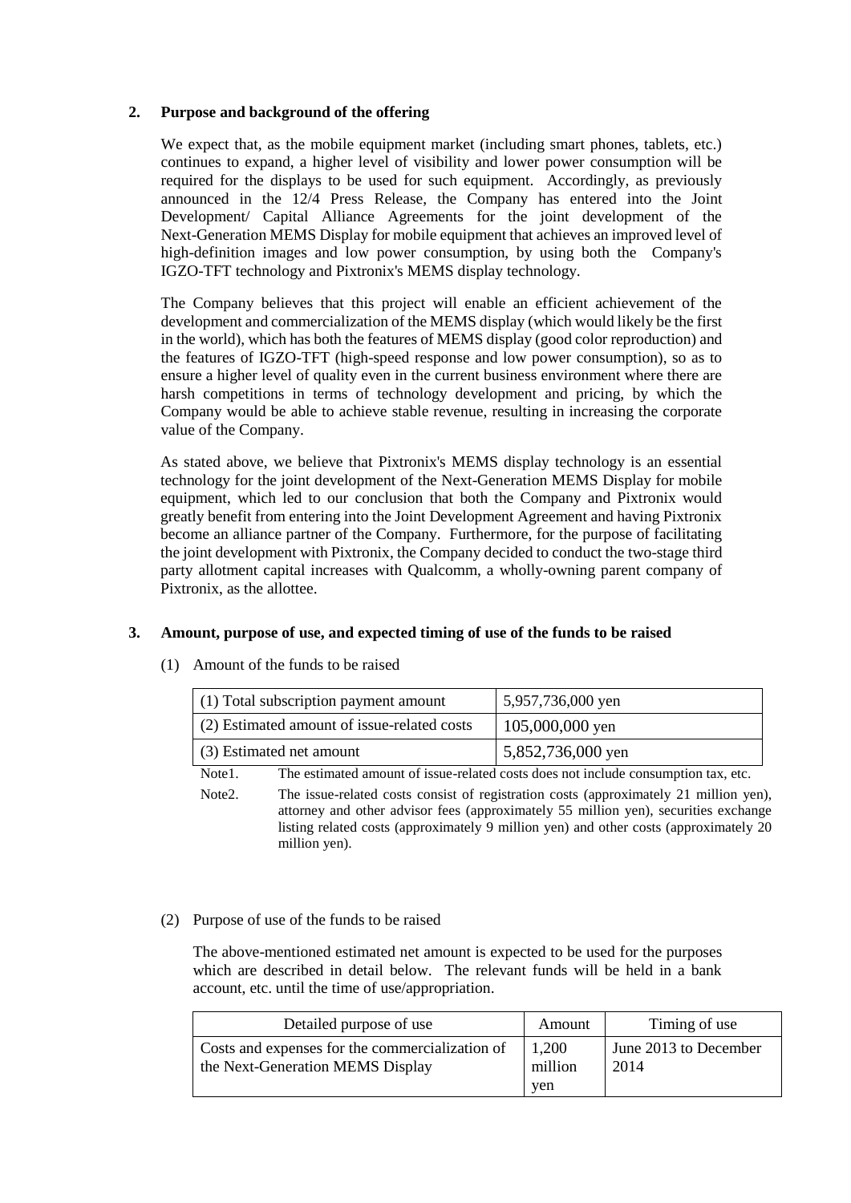## 2. Purpose and background of the offering

We expect that, as the mobile equipment market (including smart phones, tablets, etc.) continues to expand, a higher level of visibility and lower power consumption will be required for the displays to be used for such equipment. Accordingly, as previously announced in the 12/4 Press Release, the Company has entered into the Joint Development/ Capital Alliance Agreements for the joint development of the Next-Generation MEMS Display for mobile equipment that achieves an improved level of high-definition images and low power consumption, by using both the Company's IGZO-TFT technology and Pixtronix's MEMS display technology.

The Company believes that this project will enable an efficient achievement of the development and commercialization of the MEMS display (which would likely be the first in the world), which has both the features of MEMS display (good color reproduction) and the features of IGZO-TFT (high-speed response and low power consumption), so as to ensure a higher level of quality even in the current business environment where there are harsh competitions in terms of technology development and pricing, by which the Company would be able to achieve stable revenue, resulting in increasing the corporate value of the Company.

As stated above, we believe that Pixtronix's MEMS display technology is an essential technology for the joint development of the Next-Generation MEMS Display for mobile equipment, which led to our conclusion that both the Company and Pixtronix would greatly benefit from entering into the Joint Development Agreement and having Pixtronix become an alliance partner of the Company. Furthermore, for the purpose of facilitating the joint development with Pixtronix, the Company decided to conduct the two-stage third party allotment capital increases with Qualcomm, a wholly-owning parent company of Pixtronix, as the allottee.

## 3. Amount, purpose of use, and expected timing of use of the funds to be raised

(1) Amount of the funds to be raised

| (1) Total subscription payment amount | 5,957,736,000 yen |
|---|---|
| (2) Estimated amount of issue-related costs | 105,000,000 yen |
| (3) Estimated net amount | 5,852,736,000 yen |

Note1. The estimated amount of issue-related costs does not include consumption tax, etc.

Note2. The issue-related costs consist of registration costs (approximately 21 million yen), attorney and other advisor fees (approximately 55 million yen), securities exchange listing related costs (approximately 9 million yen) and other costs (approximately 20 million yen).

(2) Purpose of use of the funds to be raised

The above-mentioned estimated net amount is expected to be used for the purposes which are described in detail below. The relevant funds will be held in a bank account, etc. until the time of use/appropriation.

| Detailed purpose of use | Amount | Timing of use |
|---|---|---|
| Costs and expenses for the commercialization of the Next-Generation MEMS Display | 1,200 million yen | June 2013 to December 2014 |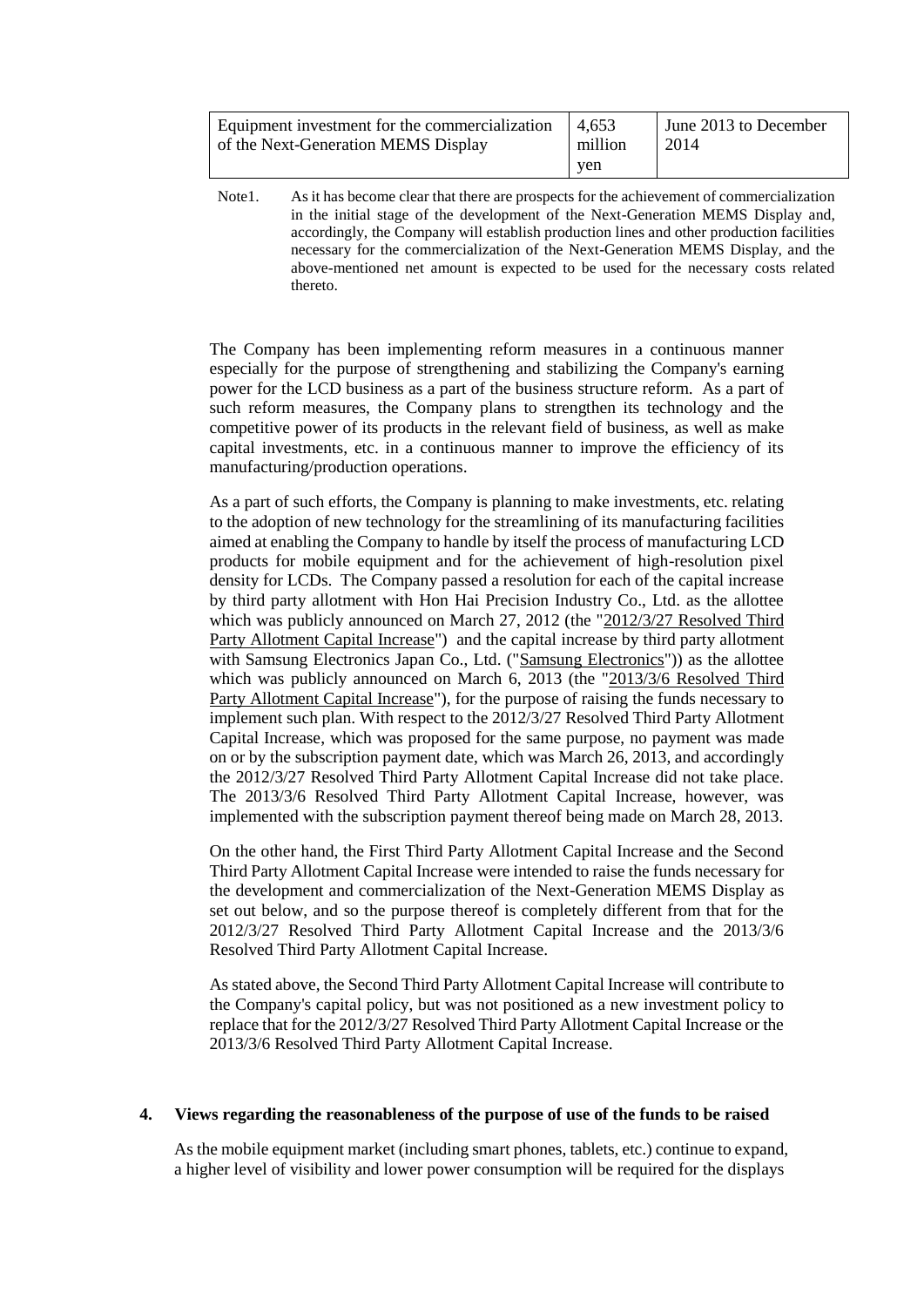| Equipment investment for the commercialization of the Next-Generation MEMS Display | 4,653 million yen | June 2013 to December 2014 |
|---|---|---|

Note1. As it has become clear that there are prospects for the achievement of commercialization in the initial stage of the development of the Next-Generation MEMS Display and, accordingly, the Company will establish production lines and other production facilities necessary for the commercialization of the Next-Generation MEMS Display, and the above-mentioned net amount is expected to be used for the necessary costs related thereto.

The Company has been implementing reform measures in a continuous manner especially for the purpose of strengthening and stabilizing the Company's earning power for the LCD business as a part of the business structure reform. As a part of such reform measures, the Company plans to strengthen its technology and the competitive power of its products in the relevant field of business, as well as make capital investments, etc. in a continuous manner to improve the efficiency of its manufacturing/production operations.

As a part of such efforts, the Company is planning to make investments, etc. relating to the adoption of new technology for the streamlining of its manufacturing facilities aimed at enabling the Company to handle by itself the process of manufacturing LCD products for mobile equipment and for the achievement of high-resolution pixel density for LCDs. The Company passed a resolution for each of the capital increase by third party allotment with Hon Hai Precision Industry Co., Ltd. as the allottee which was publicly announced on March 27, 2012 (the "2012/3/27 Resolved Third Party Allotment Capital Increase") and the capital increase by third party allotment with Samsung Electronics Japan Co., Ltd. ("Samsung Electronics")) as the allottee which was publicly announced on March 6, 2013 (the "2013/3/6 Resolved Third Party Allotment Capital Increase"), for the purpose of raising the funds necessary to implement such plan. With respect to the 2012/3/27 Resolved Third Party Allotment Capital Increase, which was proposed for the same purpose, no payment was made on or by the subscription payment date, which was March 26, 2013, and accordingly the 2012/3/27 Resolved Third Party Allotment Capital Increase did not take place. The 2013/3/6 Resolved Third Party Allotment Capital Increase, however, was implemented with the subscription payment thereof being made on March 28, 2013.

On the other hand, the First Third Party Allotment Capital Increase and the Second Third Party Allotment Capital Increase were intended to raise the funds necessary for the development and commercialization of the Next-Generation MEMS Display as set out below, and so the purpose thereof is completely different from that for the 2012/3/27 Resolved Third Party Allotment Capital Increase and the 2013/3/6 Resolved Third Party Allotment Capital Increase.

As stated above, the Second Third Party Allotment Capital Increase will contribute to the Company's capital policy, but was not positioned as a new investment policy to replace that for the 2012/3/27 Resolved Third Party Allotment Capital Increase or the 2013/3/6 Resolved Third Party Allotment Capital Increase.

## 4. Views regarding the reasonableness of the purpose of use of the funds to be raised

As the mobile equipment market (including smart phones, tablets, etc.) continue to expand, a higher level of visibility and lower power consumption will be required for the displays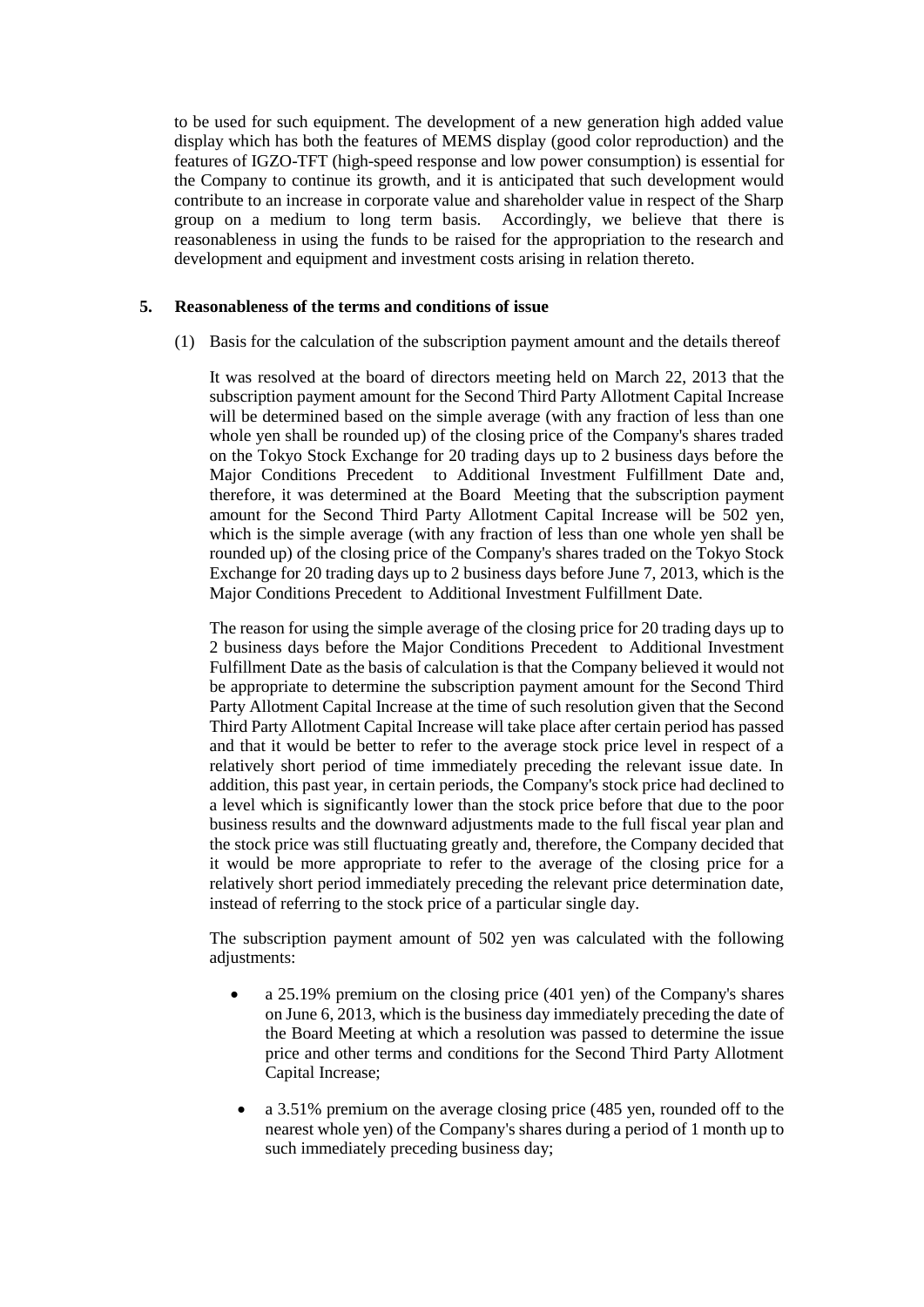to be used for such equipment. The development of a new generation high added value display which has both the features of MEMS display (good color reproduction) and the features of IGZO-TFT (high-speed response and low power consumption) is essential for the Company to continue its growth, and it is anticipated that such development would contribute to an increase in corporate value and shareholder value in respect of the Sharp group on a medium to long term basis. Accordingly, we believe that there is reasonableness in using the funds to be raised for the appropriation to the research and development and equipment and investment costs arising in relation thereto.

## 5. Reasonableness of the terms and conditions of issue

(1) Basis for the calculation of the subscription payment amount and the details thereof

It was resolved at the board of directors meeting held on March 22, 2013 that the subscription payment amount for the Second Third Party Allotment Capital Increase will be determined based on the simple average (with any fraction of less than one whole yen shall be rounded up) of the closing price of the Company's shares traded on the Tokyo Stock Exchange for 20 trading days up to 2 business days before the Major Conditions Precedent to Additional Investment Fulfillment Date and, therefore, it was determined at the Board Meeting that the subscription payment amount for the Second Third Party Allotment Capital Increase will be 502 yen, which is the simple average (with any fraction of less than one whole yen shall be rounded up) of the closing price of the Company's shares traded on the Tokyo Stock Exchange for 20 trading days up to 2 business days before June 7, 2013, which is the Major Conditions Precedent to Additional Investment Fulfillment Date.

The reason for using the simple average of the closing price for 20 trading days up to 2 business days before the Major Conditions Precedent to Additional Investment Fulfillment Date as the basis of calculation is that the Company believed it would not be appropriate to determine the subscription payment amount for the Second Third Party Allotment Capital Increase at the time of such resolution given that the Second Third Party Allotment Capital Increase will take place after certain period has passed and that it would be better to refer to the average stock price level in respect of a relatively short period of time immediately preceding the relevant issue date. In addition, this past year, in certain periods, the Company's stock price had declined to a level which is significantly lower than the stock price before that due to the poor business results and the downward adjustments made to the full fiscal year plan and the stock price was still fluctuating greatly and, therefore, the Company decided that it would be more appropriate to refer to the average of the closing price for a relatively short period immediately preceding the relevant price determination date, instead of referring to the stock price of a particular single day.

The subscription payment amount of 502 yen was calculated with the following adjustments:

- a 25.19% premium on the closing price (401 yen) of the Company's shares on June 6, 2013, which is the business day immediately preceding the date of the Board Meeting at which a resolution was passed to determine the issue price and other terms and conditions for the Second Third Party Allotment Capital Increase;
- a 3.51% premium on the average closing price (485 yen, rounded off to the nearest whole yen) of the Company's shares during a period of 1 month up to such immediately preceding business day;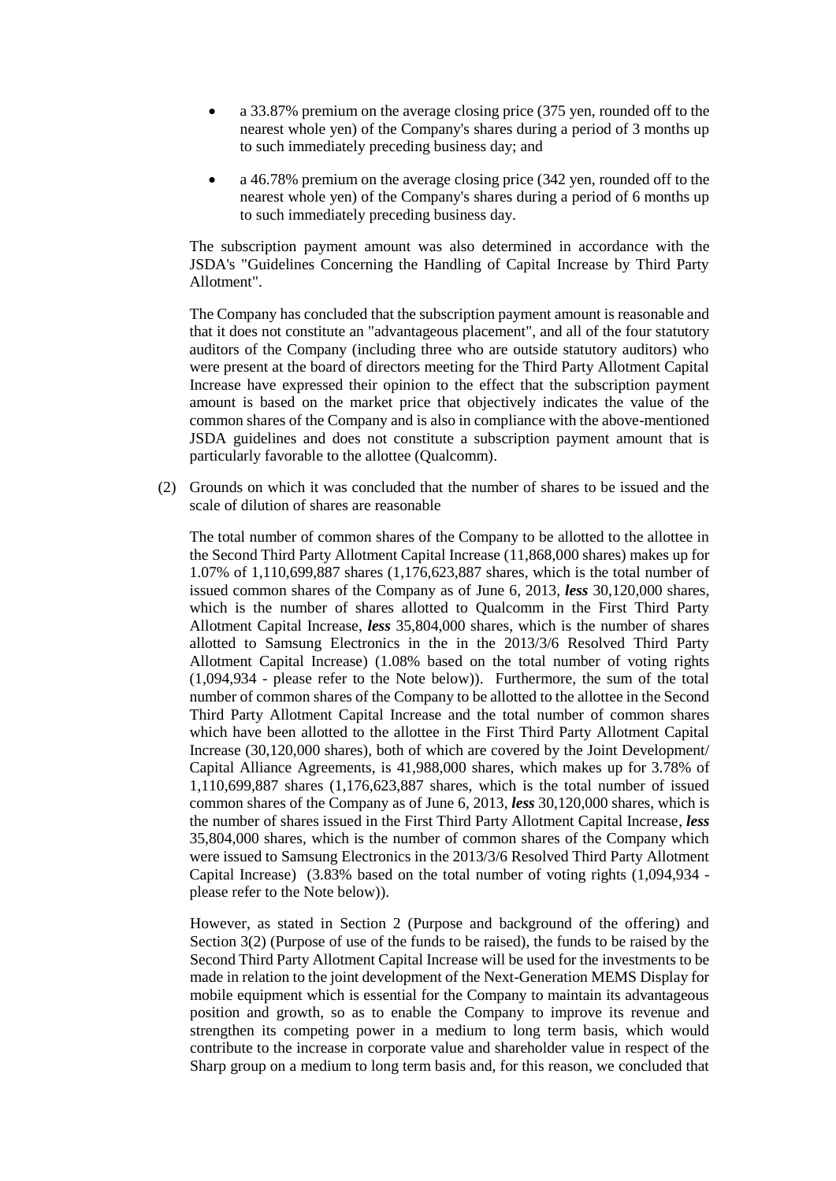- a 33.87% premium on the average closing price (375 yen, rounded off to the nearest whole yen) of the Company's shares during a period of 3 months up to such immediately preceding business day; and
- a 46.78% premium on the average closing price (342 yen, rounded off to the nearest whole yen) of the Company's shares during a period of 6 months up to such immediately preceding business day.

The subscription payment amount was also determined in accordance with the JSDA's "Guidelines Concerning the Handling of Capital Increase by Third Party Allotment".

The Company has concluded that the subscription payment amount is reasonable and that it does not constitute an "advantageous placement", and all of the four statutory auditors of the Company (including three who are outside statutory auditors) who were present at the board of directors meeting for the Third Party Allotment Capital Increase have expressed their opinion to the effect that the subscription payment amount is based on the market price that objectively indicates the value of the common shares of the Company and is also in compliance with the above-mentioned JSDA guidelines and does not constitute a subscription payment amount that is particularly favorable to the allottee (Qualcomm).

(2) Grounds on which it was concluded that the number of shares to be issued and the scale of dilution of shares are reasonable

The total number of common shares of the Company to be allotted to the allottee in the Second Third Party Allotment Capital Increase (11,868,000 shares) makes up for 1.07% of 1,110,699,887 shares (1,176,623,887 shares, which is the total number of issued common shares of the Company as of June 6, 2013, ***less*** 30,120,000 shares, which is the number of shares allotted to Qualcomm in the First Third Party Allotment Capital Increase, ***less*** 35,804,000 shares, which is the number of shares allotted to Samsung Electronics in the in the 2013/3/6 Resolved Third Party Allotment Capital Increase) (1.08% based on the total number of voting rights (1,094,934 - please refer to the Note below)). Furthermore, the sum of the total number of common shares of the Company to be allotted to the allottee in the Second Third Party Allotment Capital Increase and the total number of common shares which have been allotted to the allottee in the First Third Party Allotment Capital Increase (30,120,000 shares), both of which are covered by the Joint Development/ Capital Alliance Agreements, is 41,988,000 shares, which makes up for 3.78% of 1,110,699,887 shares (1,176,623,887 shares, which is the total number of issued common shares of the Company as of June 6, 2013, ***less*** 30,120,000 shares, which is the number of shares issued in the First Third Party Allotment Capital Increase, ***less*** 35,804,000 shares, which is the number of common shares of the Company which were issued to Samsung Electronics in the 2013/3/6 Resolved Third Party Allotment Capital Increase) (3.83% based on the total number of voting rights (1,094,934 - please refer to the Note below)).

However, as stated in Section 2 (Purpose and background of the offering) and Section 3(2) (Purpose of use of the funds to be raised), the funds to be raised by the Second Third Party Allotment Capital Increase will be used for the investments to be made in relation to the joint development of the Next-Generation MEMS Display for mobile equipment which is essential for the Company to maintain its advantageous position and growth, so as to enable the Company to improve its revenue and strengthen its competing power in a medium to long term basis, which would contribute to the increase in corporate value and shareholder value in respect of the Sharp group on a medium to long term basis and, for this reason, we concluded that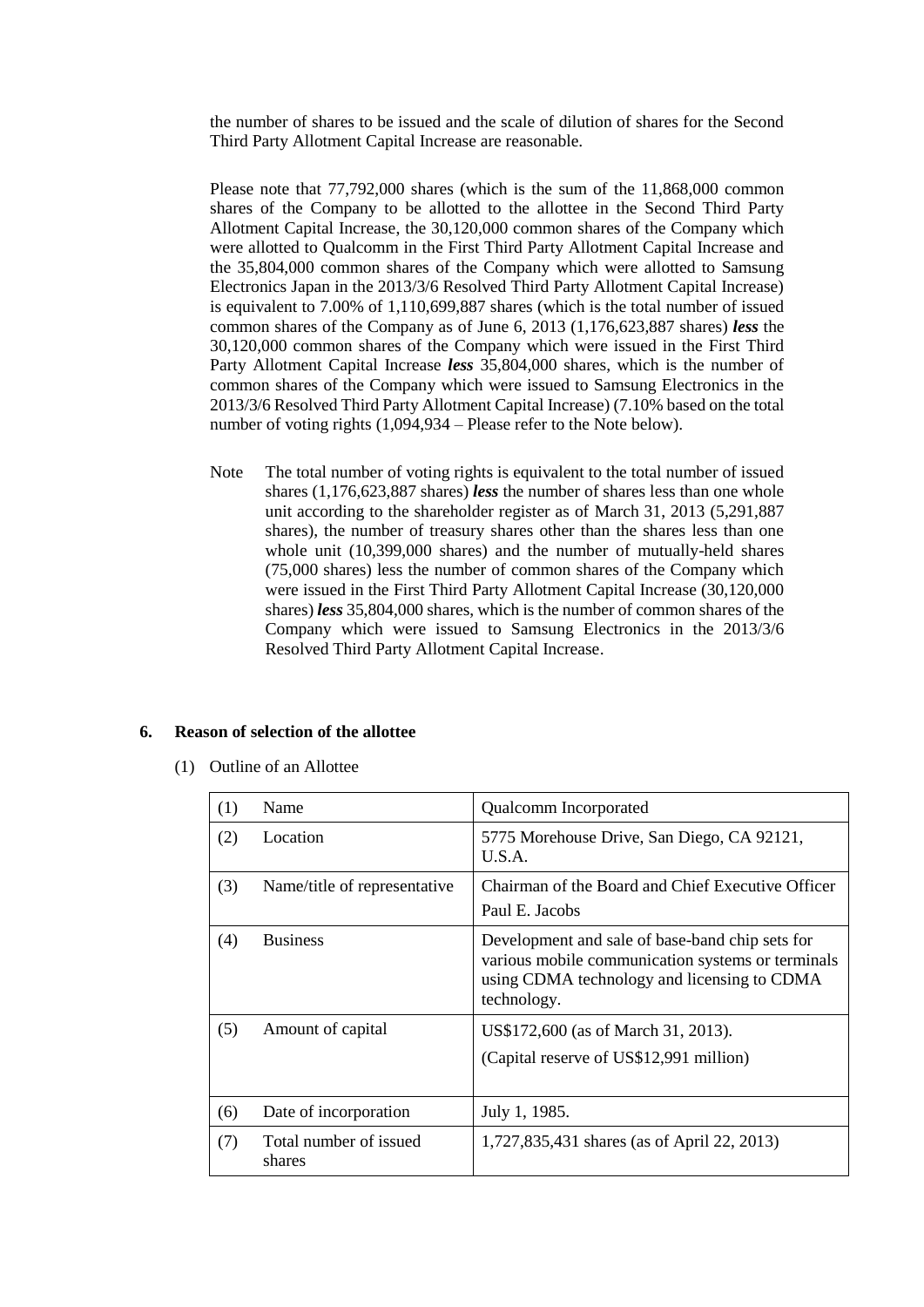the number of shares to be issued and the scale of dilution of shares for the Second Third Party Allotment Capital Increase are reasonable.

Please note that 77,792,000 shares (which is the sum of the 11,868,000 common shares of the Company to be allotted to the allottee in the Second Third Party Allotment Capital Increase, the 30,120,000 common shares of the Company which were allotted to Qualcomm in the First Third Party Allotment Capital Increase and the 35,804,000 common shares of the Company which were allotted to Samsung Electronics Japan in the 2013/3/6 Resolved Third Party Allotment Capital Increase) is equivalent to 7.00% of 1,110,699,887 shares (which is the total number of issued common shares of the Company as of June 6, 2013 (1,176,623,887 shares) ***less*** the 30,120,000 common shares of the Company which were issued in the First Third Party Allotment Capital Increase ***less*** 35,804,000 shares, which is the number of common shares of the Company which were issued to Samsung Electronics in the 2013/3/6 Resolved Third Party Allotment Capital Increase) (7.10% based on the total number of voting rights (1,094,934 – Please refer to the Note below).

Note: The total number of voting rights is equivalent to the total number of issued shares (1,176,623,887 shares) ***less*** the number of shares less than one whole unit according to the shareholder register as of March 31, 2013 (5,291,887 shares), the number of treasury shares other than the shares less than one whole unit (10,399,000 shares) and the number of mutually-held shares (75,000 shares) less the number of common shares of the Company which were issued in the First Third Party Allotment Capital Increase (30,120,000 shares) ***less*** 35,804,000 shares, which is the number of common shares of the Company which were issued to Samsung Electronics in the 2013/3/6 Resolved Third Party Allotment Capital Increase.

## 6. Reason of selection of the allottee

(1) Outline of an Allottee

| (1) | Name | Qualcomm Incorporated |
|---|---|---|
| (2) | Location | 5775 Morehouse Drive, San Diego, CA 92121, U.S.A. |
| (3) | Name/title of representative | Chairman of the Board and Chief Executive Officer Paul E. Jacobs |
| (4) | Business | Development and sale of base-band chip sets for various mobile communication systems or terminals using CDMA technology and licensing to CDMA technology. |
| (5) | Amount of capital | US$172,600 (as of March 31, 2013). (Capital reserve of US$12,991 million) |
| (6) | Date of incorporation | July 1, 1985. |
| (7) | Total number of issued shares | 1,727,835,431 shares (as of April 22, 2013) |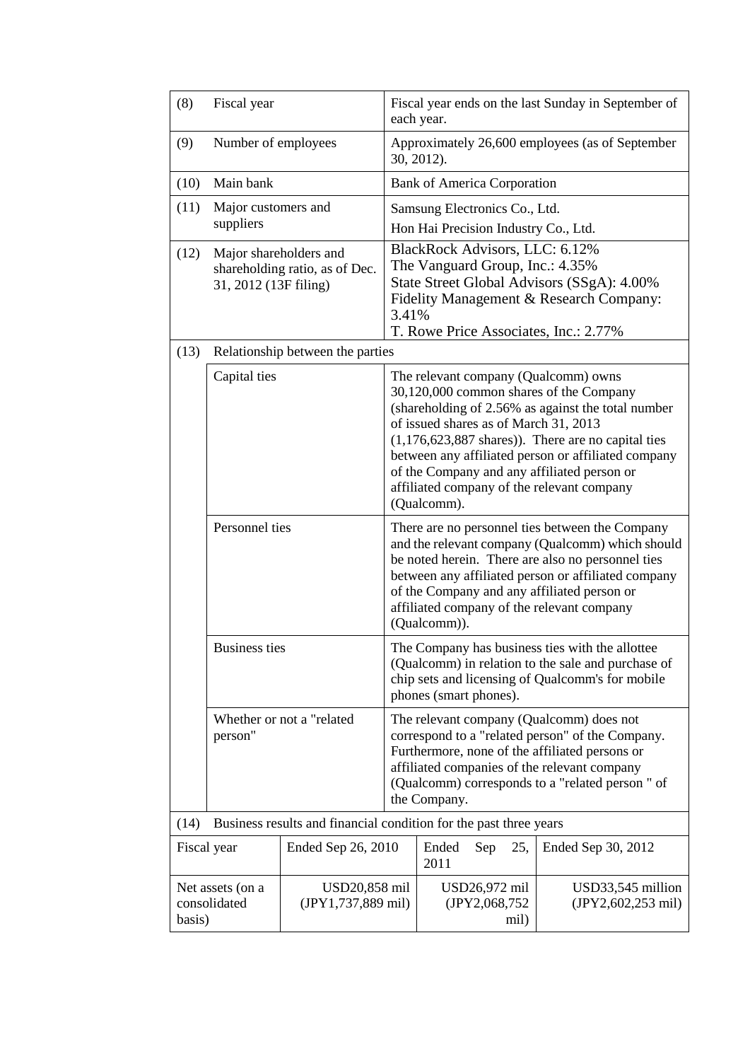| | | |
|---|---|---|
| (8) | Fiscal year | Fiscal year ends on the last Sunday in September of each year. |
| (9) | Number of employees | Approximately 26,600 employees (as of September 30, 2012). |
| (10) | Main bank | Bank of America Corporation |
| (11) | Major customers and suppliers | Samsung Electronics Co., Ltd.<br>Hon Hai Precision Industry Co., Ltd. |
| (12) | Major shareholders and shareholding ratio, as of Dec. 31, 2012 (13F filing) | BlackRock Advisors, LLC: 6.12%<br>The Vanguard Group, Inc.: 4.35%<br>State Street Global Advisors (SSgA): 4.00%<br>Fidelity Management & Research Company: 3.41%<br>T. Rowe Price Associates, Inc.: 2.77% |
| (13) | Relationship between the parties | |
| | Capital ties | The relevant company (Qualcomm) owns 30,120,000 common shares of the Company (shareholding of 2.56% as against the total number of issued shares as of March 31, 2013 (1,176,623,887 shares)). There are no capital ties between any affiliated person or affiliated company of the Company and any affiliated person or affiliated company of the relevant company (Qualcomm). |
| | Personnel ties | There are no personnel ties between the Company and the relevant company (Qualcomm) which should be noted herein. There are also no personnel ties between any affiliated person or affiliated company of the Company and any affiliated person or affiliated company of the relevant company (Qualcomm)). |
| | Business ties | The Company has business ties with the allottee (Qualcomm) in relation to the sale and purchase of chip sets and licensing of Qualcomm's for mobile phones (smart phones). |
| | Whether or not a "related person" | The relevant company (Qualcomm) does not correspond to a "related person" of the Company. Furthermore, none of the affiliated persons or affiliated companies of the relevant company (Qualcomm) corresponds to a "related person " of the Company. |
| (14) | Business results and financial condition for the past three years | |

| Fiscal year | Ended Sep 26, 2010 | Ended Sep 25, 2011 | Ended Sep 30, 2012 |
|---|---|---|---|
| Net assets (on a consolidated basis) | USD20,858 mil (JPY1,737,889 mil) | USD26,972 mil (JPY2,068,752 mil) | USD33,545 million (JPY2,602,253 mil) |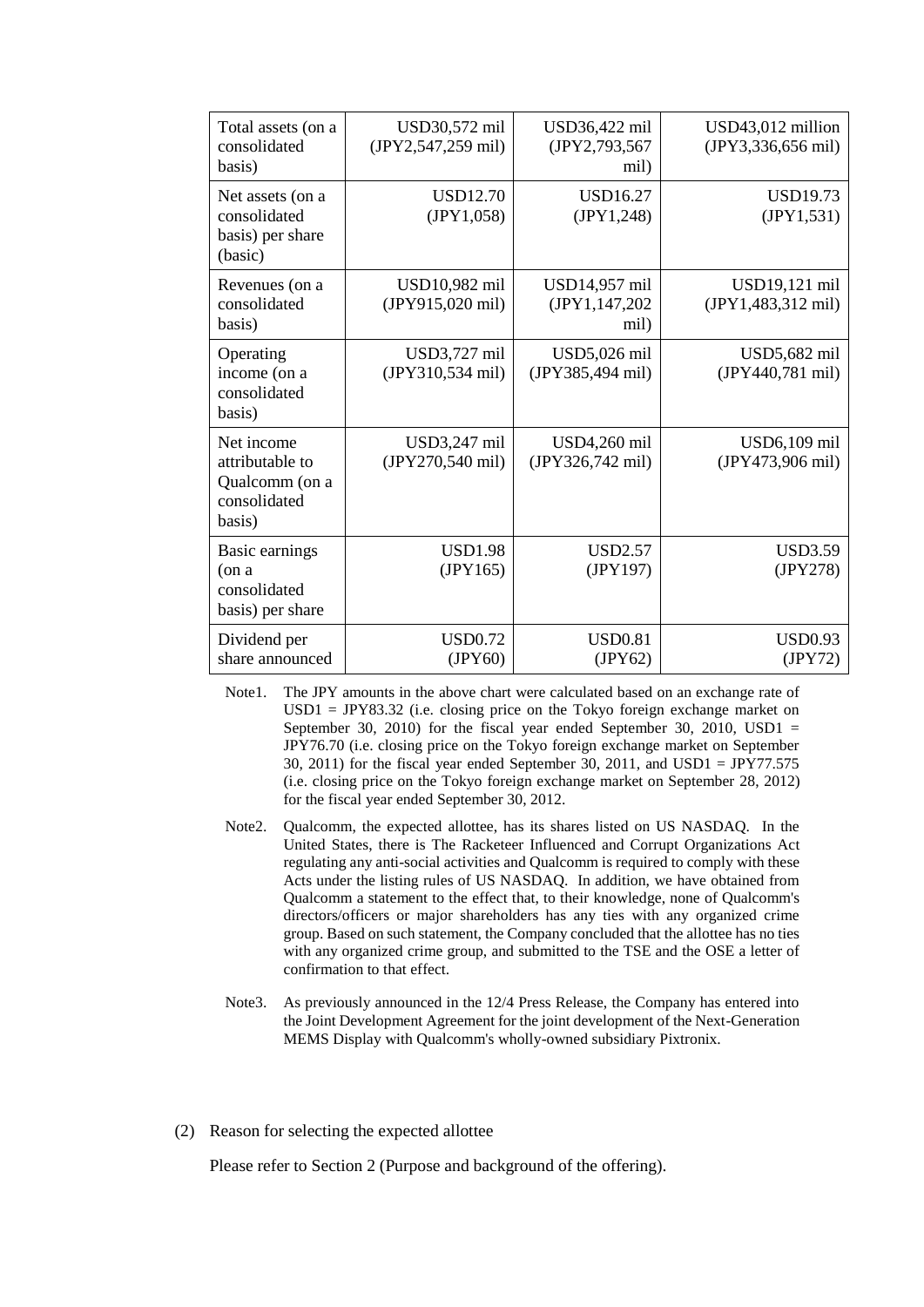| Total assets (on a consolidated basis) | USD30,572 mil (JPY2,547,259 mil) | USD36,422 mil (JPY2,793,567 mil) | USD43,012 million (JPY3,336,656 mil) |
|---|---|---|---|
| Net assets (on a consolidated basis) per share (basic) | USD12.70 (JPY1,058) | USD16.27 (JPY1,248) | USD19.73 (JPY1,531) |
| Revenues (on a consolidated basis) | USD10,982 mil (JPY915,020 mil) | USD14,957 mil (JPY1,147,202 mil) | USD19,121 mil (JPY1,483,312 mil) |
| Operating income (on a consolidated basis) | USD3,727 mil (JPY310,534 mil) | USD5,026 mil (JPY385,494 mil) | USD5,682 mil (JPY440,781 mil) |
| Net income attributable to Qualcomm (on a consolidated basis) | USD3,247 mil (JPY270,540 mil) | USD4,260 mil (JPY326,742 mil) | USD6,109 mil (JPY473,906 mil) |
| Basic earnings (on a consolidated basis) per share | USD1.98 (JPY165) | USD2.57 (JPY197) | USD3.59 (JPY278) |
| Dividend per share announced | USD0.72 (JPY60) | USD0.81 (JPY62) | USD0.93 (JPY72) |

Note1. The JPY amounts in the above chart were calculated based on an exchange rate of USD1 = JPY83.32 (i.e. closing price on the Tokyo foreign exchange market on September 30, 2010) for the fiscal year ended September 30, 2010, USD1 = JPY76.70 (i.e. closing price on the Tokyo foreign exchange market on September 30, 2011) for the fiscal year ended September 30, 2011, and USD1 = JPY77.575 (i.e. closing price on the Tokyo foreign exchange market on September 28, 2012) for the fiscal year ended September 30, 2012.

Note2. Qualcomm, the expected allottee, has its shares listed on US NASDAQ. In the United States, there is The Racketeer Influenced and Corrupt Organizations Act regulating any anti-social activities and Qualcomm is required to comply with these Acts under the listing rules of US NASDAQ. In addition, we have obtained from Qualcomm a statement to the effect that, to their knowledge, none of Qualcomm's directors/officers or major shareholders has any ties with any organized crime group. Based on such statement, the Company concluded that the allottee has no ties with any organized crime group, and submitted to the TSE and the OSE a letter of confirmation to that effect.

Note3. As previously announced in the 12/4 Press Release, the Company has entered into the Joint Development Agreement for the joint development of the Next-Generation MEMS Display with Qualcomm's wholly-owned subsidiary Pixtronix.

(2) Reason for selecting the expected allottee

Please refer to Section 2 (Purpose and background of the offering).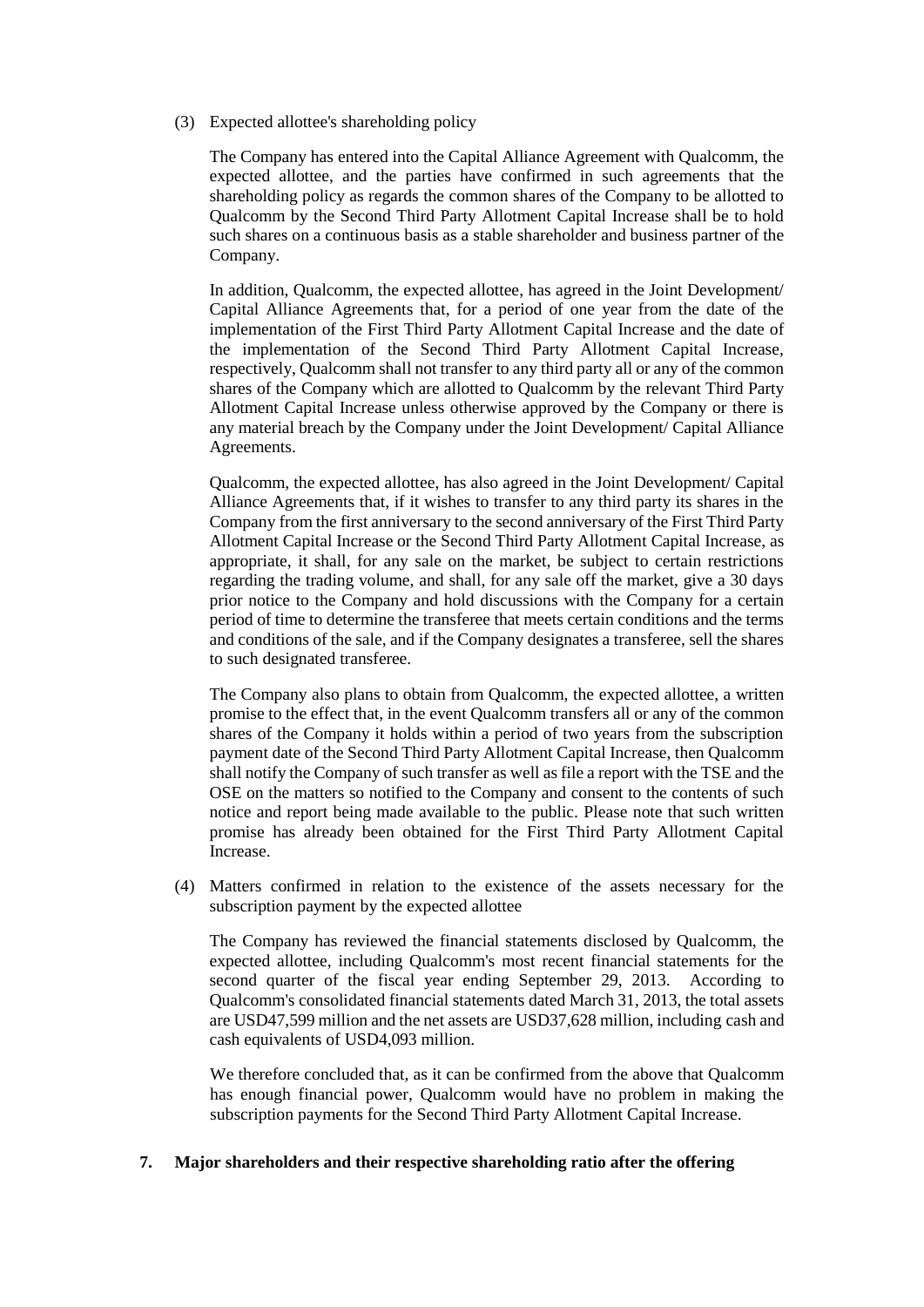(3) Expected allottee's shareholding policy

The Company has entered into the Capital Alliance Agreement with Qualcomm, the expected allottee, and the parties have confirmed in such agreements that the shareholding policy as regards the common shares of the Company to be allotted to Qualcomm by the Second Third Party Allotment Capital Increase shall be to hold such shares on a continuous basis as a stable shareholder and business partner of the Company.

In addition, Qualcomm, the expected allottee, has agreed in the Joint Development/ Capital Alliance Agreements that, for a period of one year from the date of the implementation of the First Third Party Allotment Capital Increase and the date of the implementation of the Second Third Party Allotment Capital Increase, respectively, Qualcomm shall not transfer to any third party all or any of the common shares of the Company which are allotted to Qualcomm by the relevant Third Party Allotment Capital Increase unless otherwise approved by the Company or there is any material breach by the Company under the Joint Development/ Capital Alliance Agreements.

Qualcomm, the expected allottee, has also agreed in the Joint Development/ Capital Alliance Agreements that, if it wishes to transfer to any third party its shares in the Company from the first anniversary to the second anniversary of the First Third Party Allotment Capital Increase or the Second Third Party Allotment Capital Increase, as appropriate, it shall, for any sale on the market, be subject to certain restrictions regarding the trading volume, and shall, for any sale off the market, give a 30 days prior notice to the Company and hold discussions with the Company for a certain period of time to determine the transferee that meets certain conditions and the terms and conditions of the sale, and if the Company designates a transferee, sell the shares to such designated transferee.

The Company also plans to obtain from Qualcomm, the expected allottee, a written promise to the effect that, in the event Qualcomm transfers all or any of the common shares of the Company it holds within a period of two years from the subscription payment date of the Second Third Party Allotment Capital Increase, then Qualcomm shall notify the Company of such transfer as well as file a report with the TSE and the OSE on the matters so notified to the Company and consent to the contents of such notice and report being made available to the public. Please note that such written promise has already been obtained for the First Third Party Allotment Capital Increase.

(4) Matters confirmed in relation to the existence of the assets necessary for the subscription payment by the expected allottee

The Company has reviewed the financial statements disclosed by Qualcomm, the expected allottee, including Qualcomm's most recent financial statements for the second quarter of the fiscal year ending September 29, 2013. According to Qualcomm's consolidated financial statements dated March 31, 2013, the total assets are USD47,599 million and the net assets are USD37,628 million, including cash and cash equivalents of USD4,093 million.

We therefore concluded that, as it can be confirmed from the above that Qualcomm has enough financial power, Qualcomm would have no problem in making the subscription payments for the Second Third Party Allotment Capital Increase.

## 7. Major shareholders and their respective shareholding ratio after the offering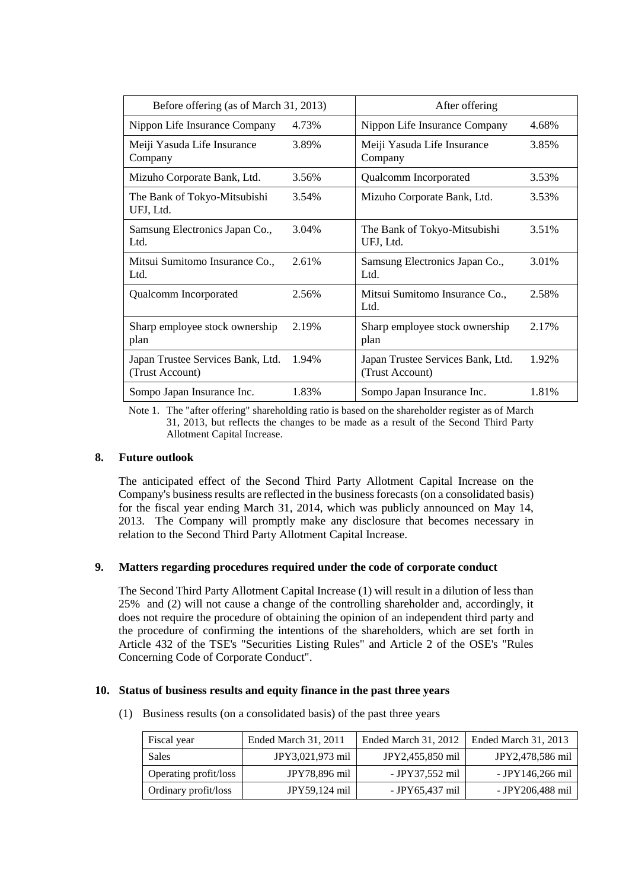| Before offering (as of March 31, 2013) | | After offering | |
|---|---|---|---|
| Nippon Life Insurance Company | 4.73% | Nippon Life Insurance Company | 4.68% |
| Meiji Yasuda Life Insurance Company | 3.89% | Meiji Yasuda Life Insurance Company | 3.85% |
| Mizuho Corporate Bank, Ltd. | 3.56% | Qualcomm Incorporated | 3.53% |
| The Bank of Tokyo-Mitsubishi UFJ, Ltd. | 3.54% | Mizuho Corporate Bank, Ltd. | 3.53% |
| Samsung Electronics Japan Co., Ltd. | 3.04% | The Bank of Tokyo-Mitsubishi UFJ, Ltd. | 3.51% |
| Mitsui Sumitomo Insurance Co., Ltd. | 2.61% | Samsung Electronics Japan Co., Ltd. | 3.01% |
| Qualcomm Incorporated | 2.56% | Mitsui Sumitomo Insurance Co., Ltd. | 2.58% |
| Sharp employee stock ownership plan | 2.19% | Sharp employee stock ownership plan | 2.17% |
| Japan Trustee Services Bank, Ltd. (Trust Account) | 1.94% | Japan Trustee Services Bank, Ltd. (Trust Account) | 1.92% |
| Sompo Japan Insurance Inc. | 1.83% | Sompo Japan Insurance Inc. | 1.81% |

Note 1. The "after offering" shareholding ratio is based on the shareholder register as of March 31, 2013, but reflects the changes to be made as a result of the Second Third Party Allotment Capital Increase.

## 8. Future outlook

The anticipated effect of the Second Third Party Allotment Capital Increase on the Company's business results are reflected in the business forecasts (on a consolidated basis) for the fiscal year ending March 31, 2014, which was publicly announced on May 14, 2013. The Company will promptly make any disclosure that becomes necessary in relation to the Second Third Party Allotment Capital Increase.

## 9. Matters regarding procedures required under the code of corporate conduct

The Second Third Party Allotment Capital Increase (1) will result in a dilution of less than 25% and (2) will not cause a change of the controlling shareholder and, accordingly, it does not require the procedure of obtaining the opinion of an independent third party and the procedure of confirming the intentions of the shareholders, which are set forth in Article 432 of the TSE's "Securities Listing Rules" and Article 2 of the OSE's "Rules Concerning Code of Corporate Conduct".

## 10. Status of business results and equity finance in the past three years

(1) Business results (on a consolidated basis) of the past three years

| Fiscal year | Ended March 31, 2011 | Ended March 31, 2012 | Ended March 31, 2013 |
|---|---|---|---|
| Sales | JPY3,021,973 mil | JPY2,455,850 mil | JPY2,478,586 mil |
| Operating profit/loss | JPY78,896 mil | - JPY37,552 mil | - JPY146,266 mil |
| Ordinary profit/loss | JPY59,124 mil | - JPY65,437 mil | - JPY206,488 mil |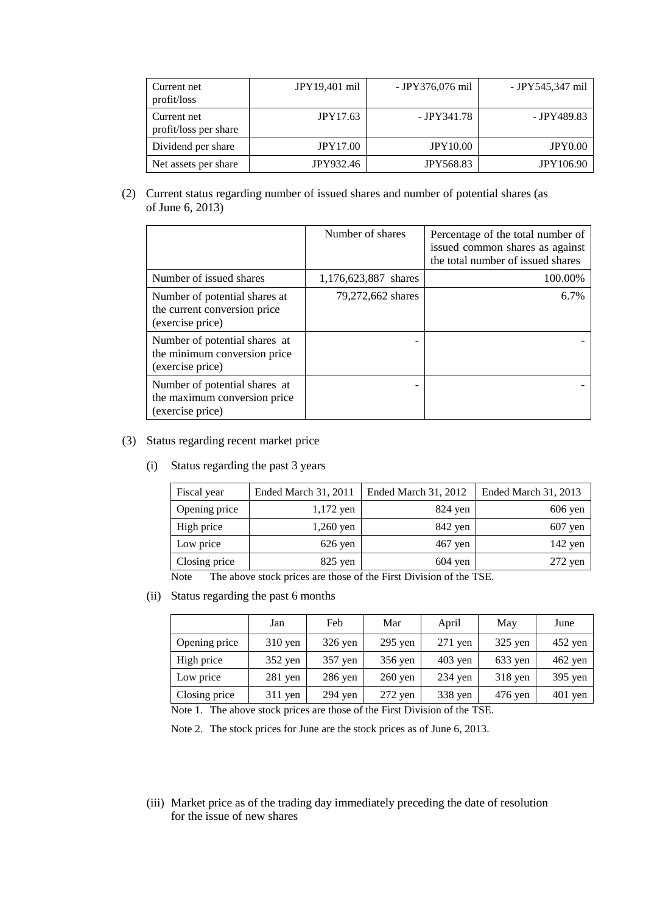| Current net profit/loss | JPY19,401 mil | - JPY376,076 mil | - JPY545,347 mil |
|---|---|---|---|
| Current net profit/loss per share | JPY17.63 | - JPY341.78 | - JPY489.83 |
| Dividend per share | JPY17.00 | JPY10.00 | JPY0.00 |
| Net assets per share | JPY932.46 | JPY568.83 | JPY106.90 |

(2) Current status regarding number of issued shares and number of potential shares (as of June 6, 2013)

| | Number of shares | Percentage of the total number of issued common shares as against the total number of issued shares |
|---|---|---|
| Number of issued shares | 1,176,623,887 shares | 100.00% |
| Number of potential shares at the current conversion price (exercise price) | 79,272,662 shares | 6.7% |
| Number of potential shares at the minimum conversion price (exercise price) | - | - |
| Number of potential shares at the maximum conversion price (exercise price) | - | - |

(3) Status regarding recent market price

(i) Status regarding the past 3 years

| Fiscal year | Ended March 31, 2011 | Ended March 31, 2012 | Ended March 31, 2013 |
|---|---|---|---|
| Opening price | 1,172 yen | 824 yen | 606 yen |
| High price | 1,260 yen | 842 yen | 607 yen |
| Low price | 626 yen | 467 yen | 142 yen |
| Closing price | 825 yen | 604 yen | 272 yen |

Note The above stock prices are those of the First Division of the TSE.

(ii) Status regarding the past 6 months

| | Jan | Feb | Mar | April | May | June |
|---|---|---|---|---|---|---|
| Opening price | 310 yen | 326 yen | 295 yen | 271 yen | 325 yen | 452 yen |
| High price | 352 yen | 357 yen | 356 yen | 403 yen | 633 yen | 462 yen |
| Low price | 281 yen | 286 yen | 260 yen | 234 yen | 318 yen | 395 yen |
| Closing price | 311 yen | 294 yen | 272 yen | 338 yen | 476 yen | 401 yen |

Note 1. The above stock prices are those of the First Division of the TSE.

Note 2. The stock prices for June are the stock prices as of June 6, 2013.

(iii) Market price as of the trading day immediately preceding the date of resolution for the issue of new shares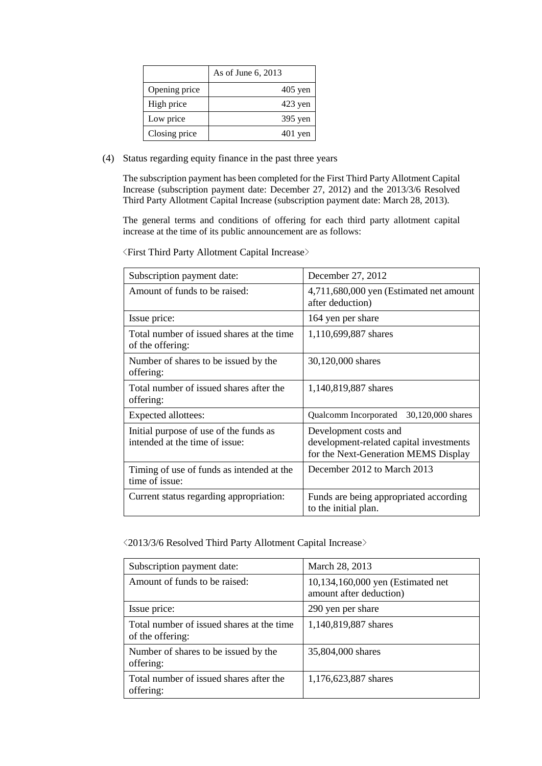| | As of June 6, 2013 |
|---|---|
| Opening price | 405 yen |
| High price | 423 yen |
| Low price | 395 yen |
| Closing price | 401 yen |

(4) Status regarding equity finance in the past three years

The subscription payment has been completed for the First Third Party Allotment Capital Increase (subscription payment date: December 27, 2012) and the 2013/3/6 Resolved Third Party Allotment Capital Increase (subscription payment date: March 28, 2013).

The general terms and conditions of offering for each third party allotment capital increase at the time of its public announcement are as follows:

〈First Third Party Allotment Capital Increase〉

| Subscription payment date: | December 27, 2012 |
|---|---|
| Amount of funds to be raised: | 4,711,680,000 yen (Estimated net amount after deduction) |
| Issue price: | 164 yen per share |
| Total number of issued shares at the time of the offering: | 1,110,699,887 shares |
| Number of shares to be issued by the offering: | 30,120,000 shares |
| Total number of issued shares after the offering: | 1,140,819,887 shares |
| Expected allottees: | Qualcomm Incorporated 30,120,000 shares |
| Initial purpose of use of the funds as intended at the time of issue: | Development costs and development-related capital investments for the Next-Generation MEMS Display |
| Timing of use of funds as intended at the time of issue: | December 2012 to March 2013 |
| Current status regarding appropriation: | Funds are being appropriated according to the initial plan. |

〈2013/3/6 Resolved Third Party Allotment Capital Increase〉

| Subscription payment date: | March 28, 2013 |
|---|---|
| Amount of funds to be raised: | 10,134,160,000 yen (Estimated net amount after deduction) |
| Issue price: | 290 yen per share |
| Total number of issued shares at the time of the offering: | 1,140,819,887 shares |
| Number of shares to be issued by the offering: | 35,804,000 shares |
| Total number of issued shares after the offering: | 1,176,623,887 shares |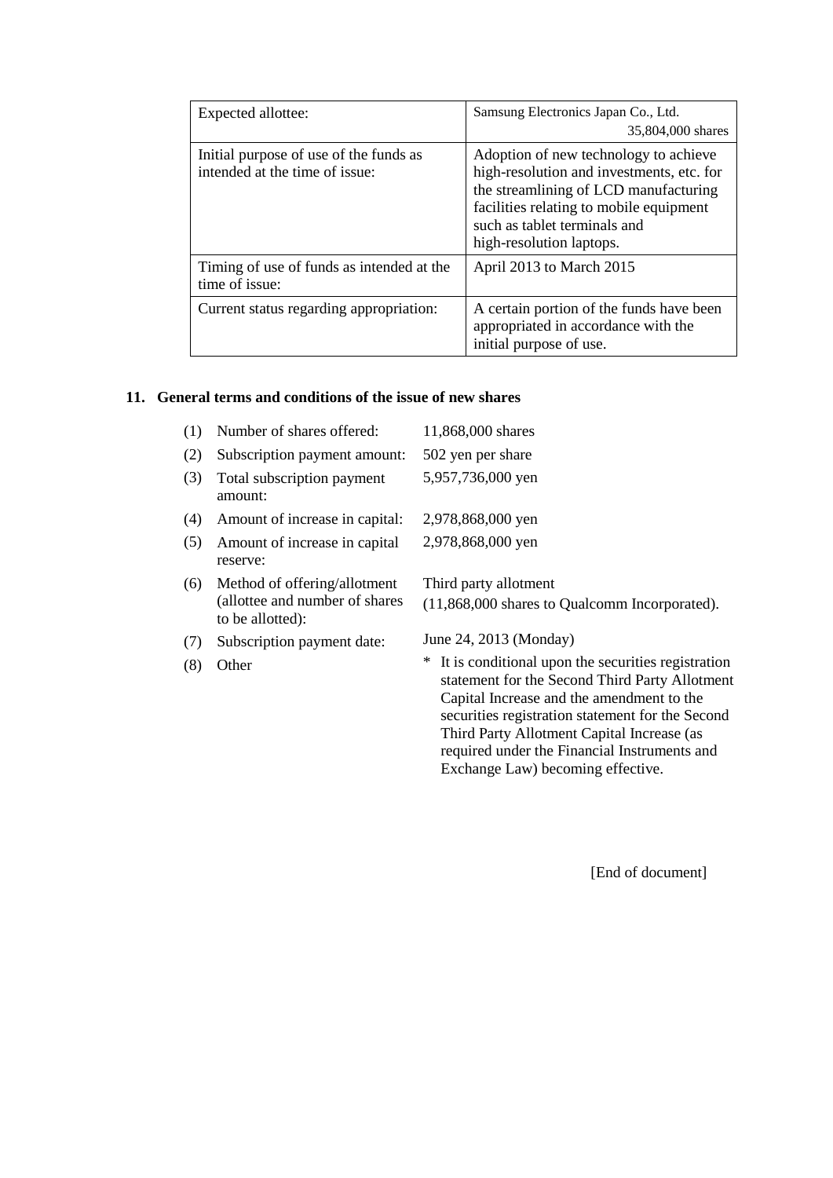| | |
|---|---|
| Expected allottee: | Samsung Electronics Japan Co., Ltd.<br>35,804,000 shares |
| Initial purpose of use of the funds as intended at the time of issue: | Adoption of new technology to achieve high-resolution and investments, etc. for the streamlining of LCD manufacturing facilities relating to mobile equipment such as tablet terminals and high-resolution laptops. |
| Timing of use of funds as intended at the time of issue: | April 2013 to March 2015 |
| Current status regarding appropriation: | A certain portion of the funds have been appropriated in accordance with the initial purpose of use. |

**11. General terms and conditions of the issue of new shares**

(1) Number of shares offered: 11,868,000 shares

(2) Subscription payment amount: 502 yen per share

(3) Total subscription payment amount: 5,957,736,000 yen

(4) Amount of increase in capital: 2,978,868,000 yen

(5) Amount of increase in capital reserve: 2,978,868,000 yen

(6) Method of offering/allotment (allottee and number of shares to be allotted): Third party allotment (11,868,000 shares to Qualcomm Incorporated).

(7) Subscription payment date: June 24, 2013 (Monday)

(8) Other
* It is conditional upon the securities registration statement for the Second Third Party Allotment Capital Increase and the amendment to the securities registration statement for the Second Third Party Allotment Capital Increase (as required under the Financial Instruments and Exchange Law) becoming effective.

[End of document]